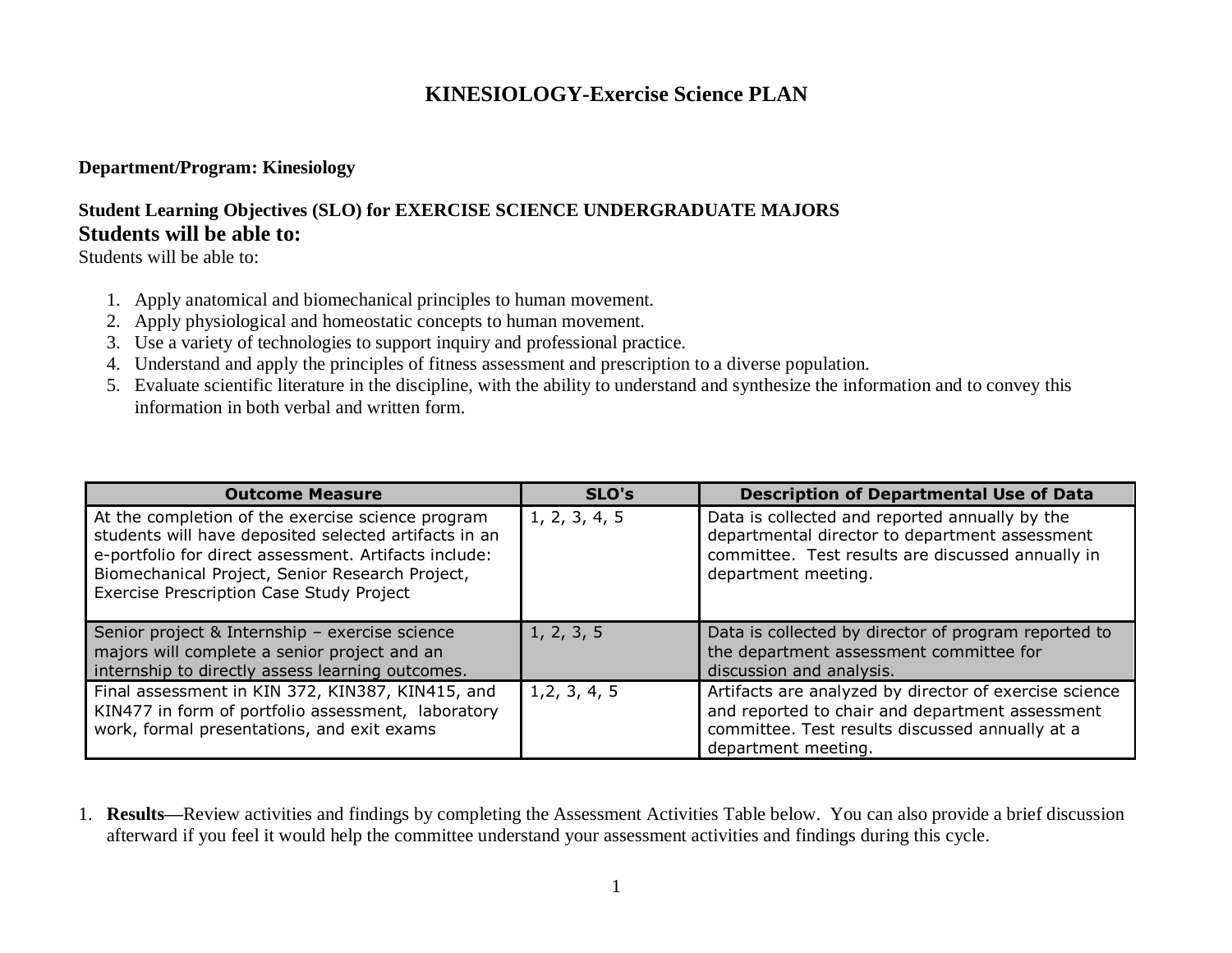# KINESIOLOGY-Exercise Science PLAN

**Department/Program: Kinesiology**

**Student Learning Objectives (SLO) for EXERCISE SCIENCE UNDERGRADUATE MAJORS**

**Students will be able to:**

Students will be able to:

1. Apply anatomical and biomechanical principles to human movement.
2. Apply physiological and homeostatic concepts to human movement.
3. Use a variety of technologies to support inquiry and professional practice.
4. Understand and apply the principles of fitness assessment and prescription to a diverse population.
5. Evaluate scientific literature in the discipline, with the ability to understand and synthesize the information and to convey this information in both verbal and written form.

| Outcome Measure | SLO's | Description of Departmental Use of Data |
|---|---|---|
| At the completion of the exercise science program students will have deposited selected artifacts in an e-portfolio for direct assessment. Artifacts include: Biomechanical Project, Senior Research Project, Exercise Prescription Case Study Project | 1, 2, 3, 4, 5 | Data is collected and reported annually by the departmental director to department assessment committee. Test results are discussed annually in department meeting. |
| Senior project & Internship – exercise science majors will complete a senior project and an internship to directly assess learning outcomes. | 1, 2, 3, 5 | Data is collected by director of program reported to the department assessment committee for discussion and analysis. |
| Final assessment in KIN 372, KIN387, KIN415, and KIN477 in form of portfolio assessment, laboratory work, formal presentations, and exit exams | 1,2, 3, 4, 5 | Artifacts are analyzed by director of exercise science and reported to chair and department assessment committee. Test results discussed annually at a department meeting. |

1. **Results**—Review activities and findings by completing the Assessment Activities Table below. You can also provide a brief discussion afterward if you feel it would help the committee understand your assessment activities and findings during this cycle.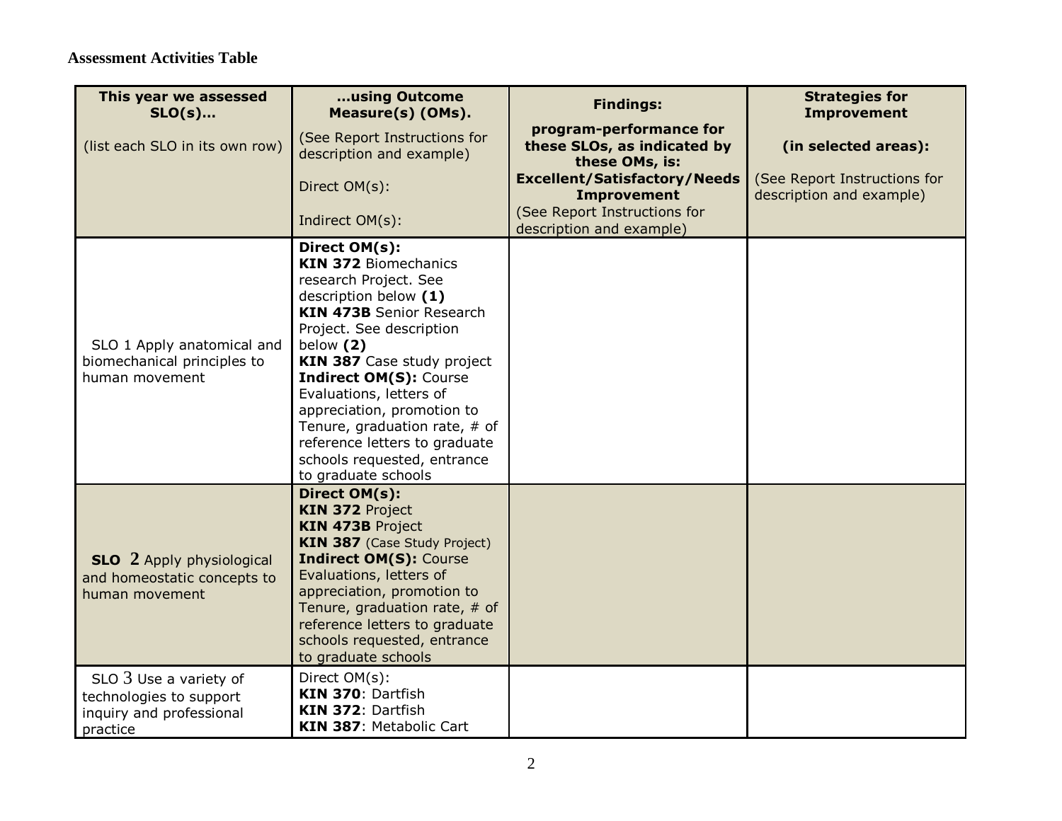**Assessment Activities Table**

| **This year we assessed SLO(s)…**<br><br>(list each SLO in its own row) | **…using Outcome Measure(s) (OMs).**<br><br>(See Report Instructions for description and example)<br><br>Direct OM(s):<br><br>Indirect OM(s): | **Findings:**<br><br>**program-performance for these SLOs, as indicated by these OMs, is: Excellent/Satisfactory/Needs Improvement**<br>(See Report Instructions for description and example) | **Strategies for Improvement**<br><br>**(in selected areas):**<br><br>(See Report Instructions for description and example) |
|---|---|---|---|
| SLO 1 Apply anatomical and biomechanical principles to human movement | **Direct OM(s):**<br>**KIN 372** Biomechanics research Project. See description below **(1)**<br>**KIN 473B** Senior Research Project. See description below **(2)**<br>**KIN 387** Case study project<br>**Indirect OM(S):** Course Evaluations, letters of appreciation, promotion to Tenure, graduation rate, # of reference letters to graduate schools requested, entrance to graduate schools | | |
| **SLO** 2 Apply physiological and homeostatic concepts to human movement | **Direct OM(s):**<br>**KIN 372** Project<br>**KIN 473B** Project<br>**KIN 387** (Case Study Project)<br>**Indirect OM(S):** Course Evaluations, letters of appreciation, promotion to Tenure, graduation rate, # of reference letters to graduate schools requested, entrance to graduate schools | | |
| SLO 3 Use a variety of technologies to support inquiry and professional practice | Direct OM(s):<br>**KIN 370**: Dartfish<br>**KIN 372**: Dartfish<br>**KIN 387**: Metabolic Cart | | |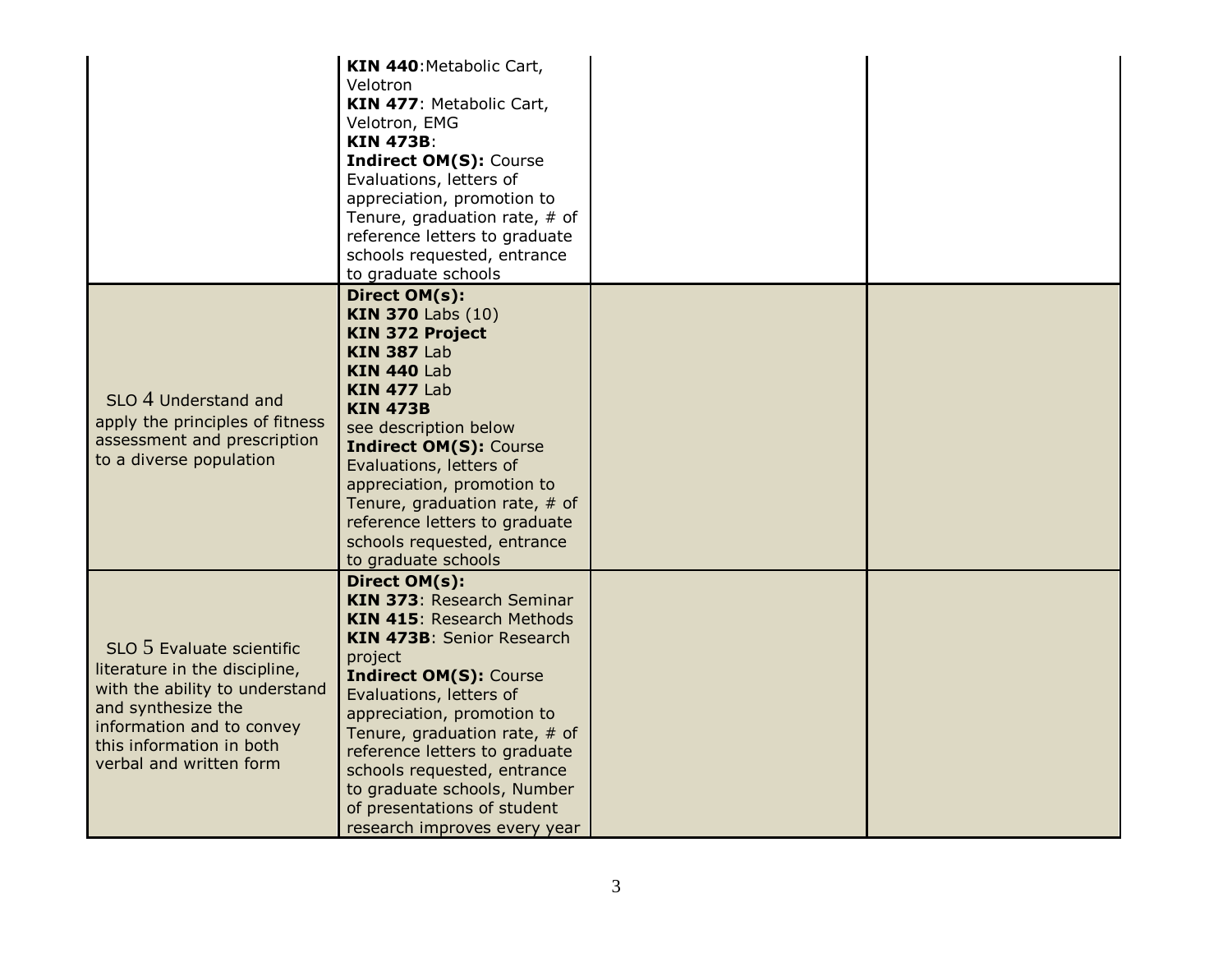| | | | |
|---|---|---|---|
| | **KIN 440**:Metabolic Cart, Velotron<br>**KIN 477**: Metabolic Cart, Velotron, EMG<br>**KIN 473B**:<br>**Indirect OM(S):** Course Evaluations, letters of appreciation, promotion to Tenure, graduation rate, # of reference letters to graduate schools requested, entrance to graduate schools | | |
| SLO 4 Understand and apply the principles of fitness assessment and prescription to a diverse population | **Direct OM(s):**<br>**KIN 370** Labs (10)<br>**KIN 372 Project**<br>**KIN 387** Lab<br>**KIN 440** Lab<br>**KIN 477** Lab<br>**KIN 473B**<br>see description below<br>**Indirect OM(S):** Course Evaluations, letters of appreciation, promotion to Tenure, graduation rate, # of reference letters to graduate schools requested, entrance to graduate schools | | |
| SLO 5 Evaluate scientific literature in the discipline, with the ability to understand and synthesize the information and to convey this information in both verbal and written form | **Direct OM(s):**<br>**KIN 373**: Research Seminar<br>**KIN 415**: Research Methods<br>**KIN 473B**: Senior Research project<br>**Indirect OM(S):** Course Evaluations, letters of appreciation, promotion to Tenure, graduation rate, # of reference letters to graduate schools requested, entrance to graduate schools, Number of presentations of student research improves every year | | |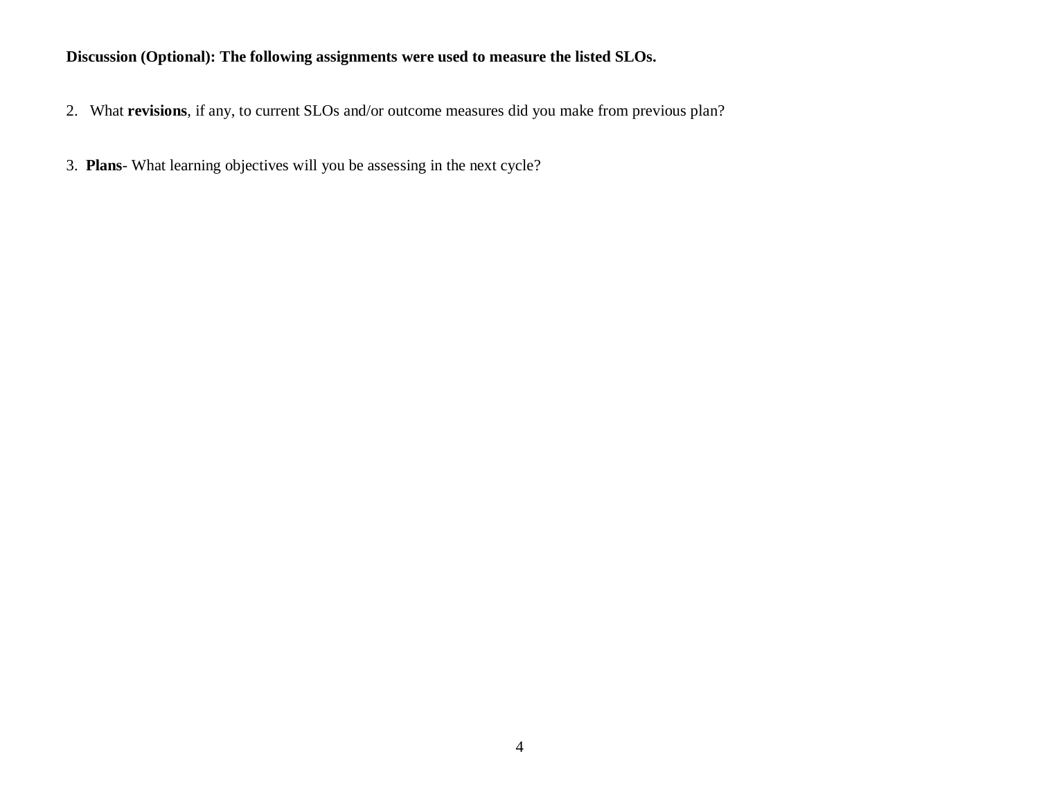**Discussion (Optional): The following assignments were used to measure the listed SLOs.**

2. What **revisions**, if any, to current SLOs and/or outcome measures did you make from previous plan?

3. **Plans**- What learning objectives will you be assessing in the next cycle?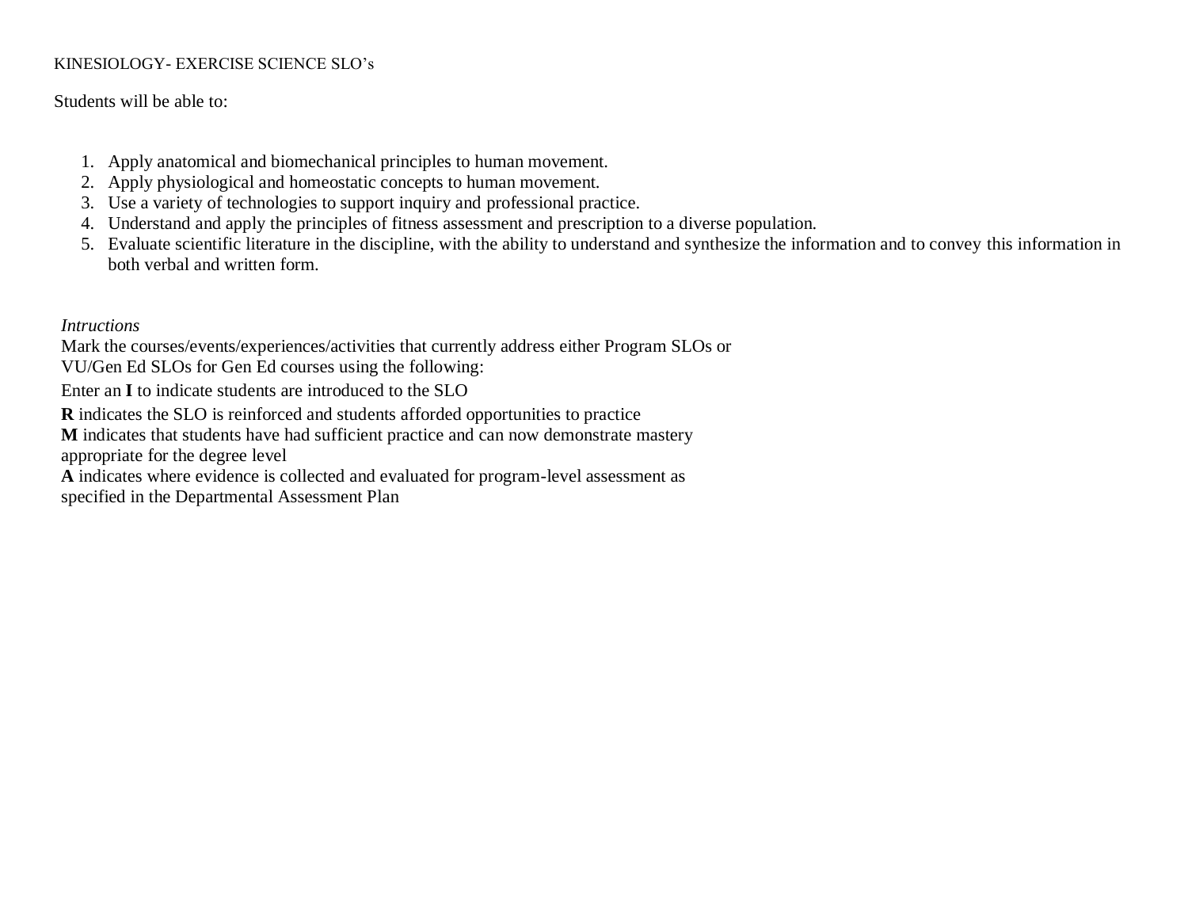KINESIOLOGY- EXERCISE SCIENCE SLO's

Students will be able to:

1. Apply anatomical and biomechanical principles to human movement.
2. Apply physiological and homeostatic concepts to human movement.
3. Use a variety of technologies to support inquiry and professional practice.
4. Understand and apply the principles of fitness assessment and prescription to a diverse population.
5. Evaluate scientific literature in the discipline, with the ability to understand and synthesize the information and to convey this information in both verbal and written form.

*Intructions*

Mark the courses/events/experiences/activities that currently address either Program SLOs or VU/Gen Ed SLOs for Gen Ed courses using the following:

Enter an **I** to indicate students are introduced to the SLO

**R** indicates the SLO is reinforced and students afforded opportunities to practice
**M** indicates that students have had sufficient practice and can now demonstrate mastery appropriate for the degree level
**A** indicates where evidence is collected and evaluated for program-level assessment as specified in the Departmental Assessment Plan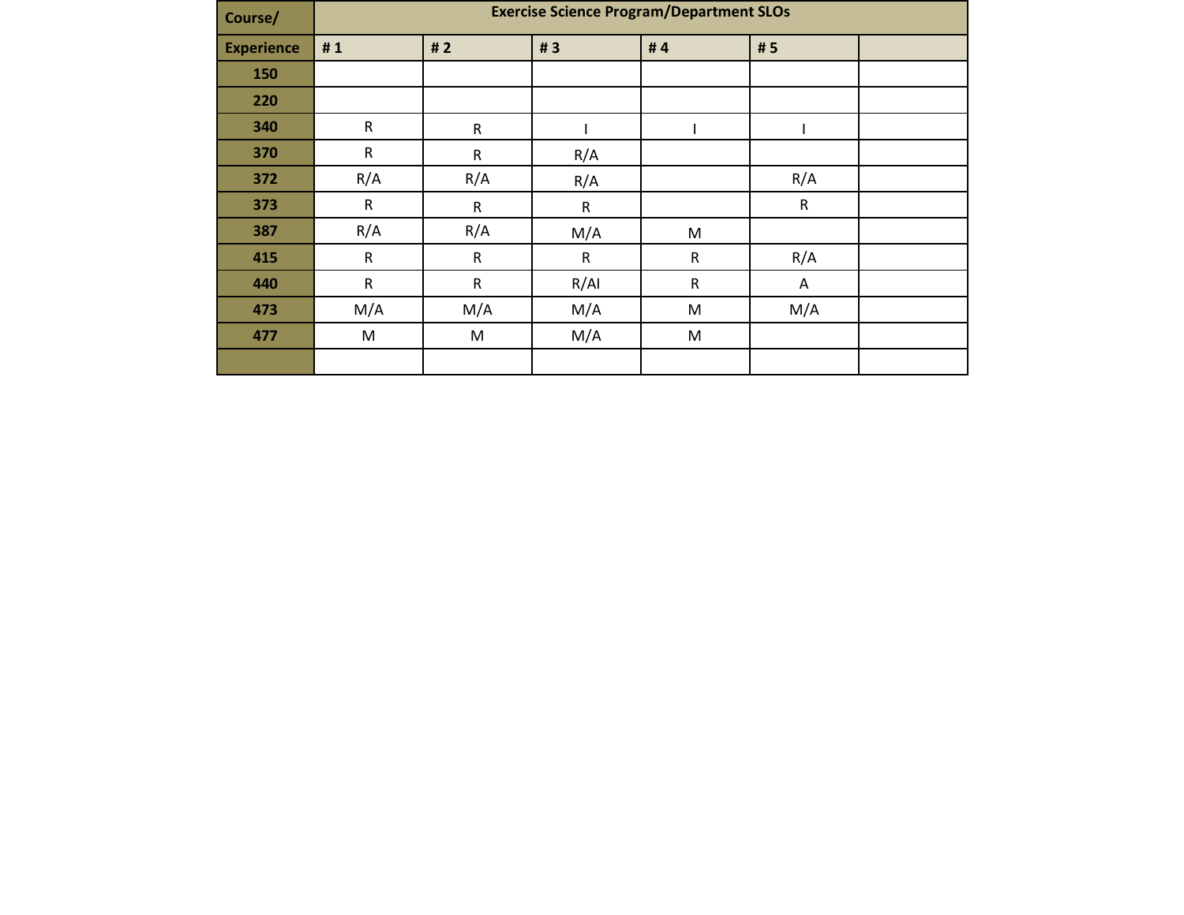| Course/ | Exercise Science Program/Department SLOs | | | | | |
|---|---|---|---|---|---|---|
| Experience | # 1 | # 2 | # 3 | # 4 | # 5 | |
| 150 | | | | | | |
| 220 | | | | | | |
| 340 | R | R | I | I | I | |
| 370 | R | R | R/A | | | |
| 372 | R/A | R/A | R/A | | R/A | |
| 373 | R | R | R | | R | |
| 387 | R/A | R/A | M/A | M | | |
| 415 | R | R | R | R | R/A | |
| 440 | R | R | R/AI | R | A | |
| 473 | M/A | M/A | M/A | M | M/A | |
| 477 | M | M | M/A | M | | |
| | | | | | | |